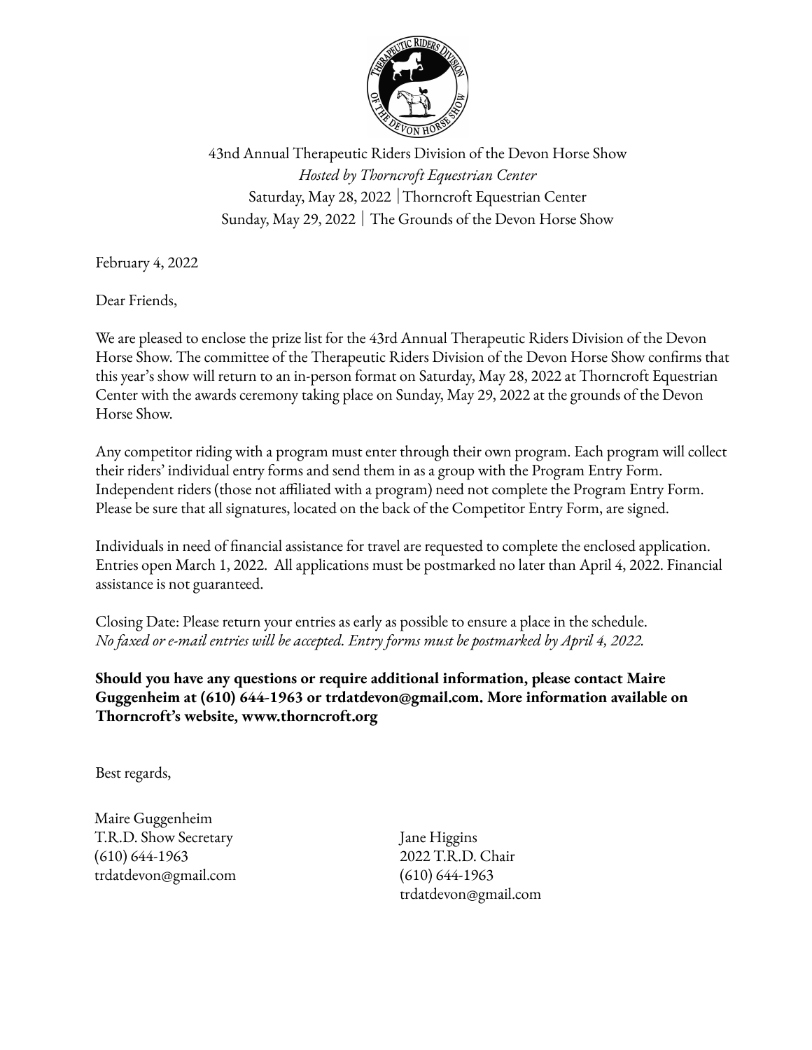43nd Annual Therapeutic Riders Division of the Devon Horse Show
*Hosted by Thorncroft Equestrian Center*
Saturday, May 28, 2022 | Thorncroft Equestrian Center
Sunday, May 29, 2022 | The Grounds of the Devon Horse Show

February 4, 2022

Dear Friends,

We are pleased to enclose the prize list for the 43rd Annual Therapeutic Riders Division of the Devon Horse Show. The committee of the Therapeutic Riders Division of the Devon Horse Show confirms that this year's show will return to an in-person format on Saturday, May 28, 2022 at Thorncroft Equestrian Center with the awards ceremony taking place on Sunday, May 29, 2022 at the grounds of the Devon Horse Show.

Any competitor riding with a program must enter through their own program. Each program will collect their riders' individual entry forms and send them in as a group with the Program Entry Form. Independent riders (those not affiliated with a program) need not complete the Program Entry Form. Please be sure that all signatures, located on the back of the Competitor Entry Form, are signed.

Individuals in need of financial assistance for travel are requested to complete the enclosed application. Entries open March 1, 2022. All applications must be postmarked no later than April 4, 2022. Financial assistance is not guaranteed.

Closing Date: Please return your entries as early as possible to ensure a place in the schedule.
*No faxed or e-mail entries will be accepted. Entry forms must be postmarked by April 4, 2022.*

**Should you have any questions or require additional information, please contact Maire Guggenheim at (610) 644-1963 or trdatdevon@gmail.com. More information available on Thorncroft's website, www.thorncroft.org**

Best regards,

Maire Guggenheim
T.R.D. Show Secretary
(610) 644-1963
trdatdevon@gmail.com

Jane Higgins
2022 T.R.D. Chair
(610) 644-1963
trdatdevon@gmail.com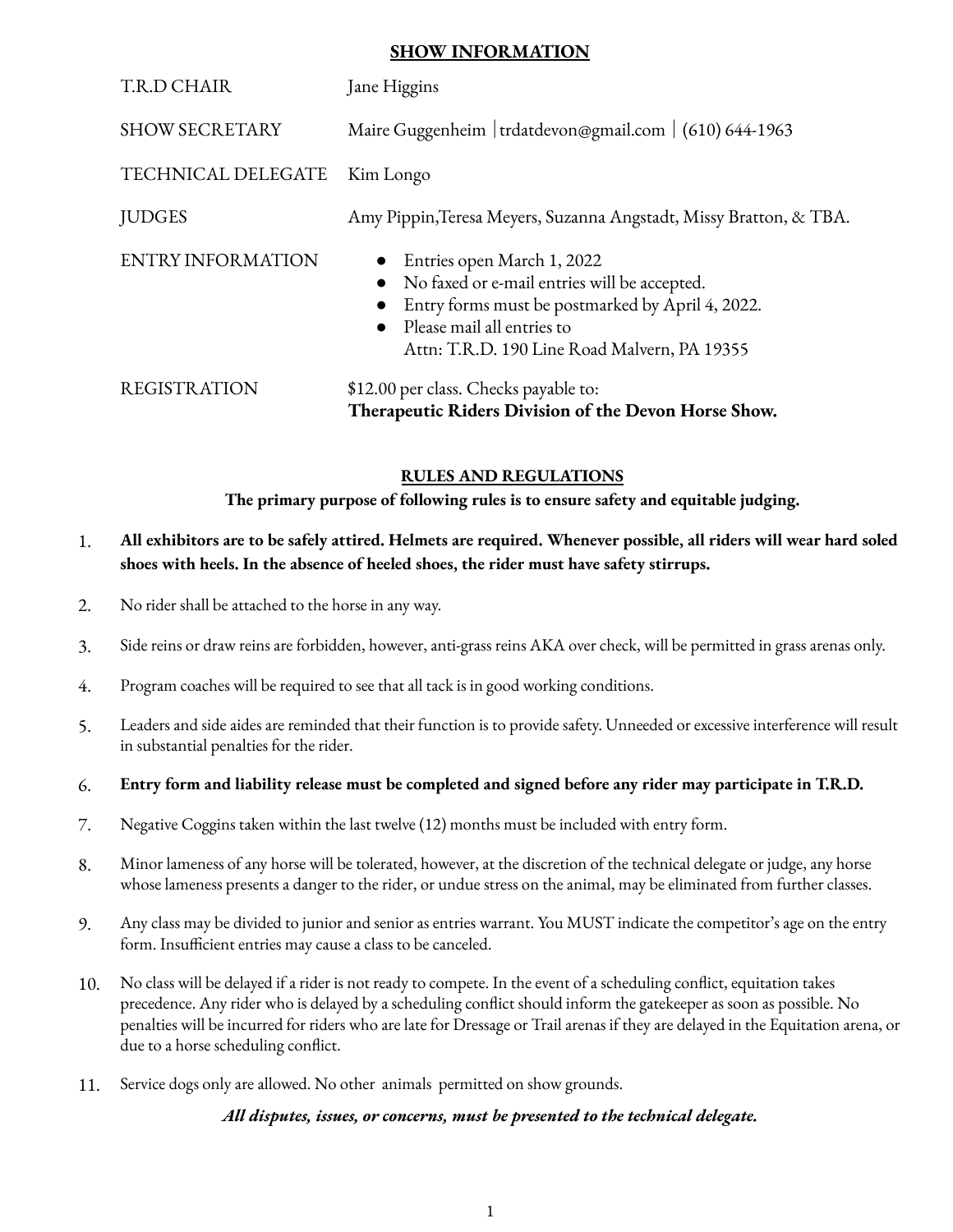## SHOW INFORMATION

| | |
|---|---|
| T.R.D CHAIR | Jane Higgins |
| SHOW SECRETARY | Maire Guggenheim │trdatdevon@gmail.com │ (610) 644-1963 |
| TECHNICAL DELEGATE | Kim Longo |
| JUDGES | Amy Pippin,Teresa Meyers, Suzanna Angstadt, Missy Bratton, & TBA. |
| ENTRY INFORMATION | • Entries open March 1, 2022<br>• No faxed or e-mail entries will be accepted.<br>• Entry forms must be postmarked by April 4, 2022.<br>• Please mail all entries to Attn: T.R.D. 190 Line Road Malvern, PA 19355 |
| REGISTRATION | $12.00 per class. Checks payable to: **Therapeutic Riders Division of the Devon Horse Show.** |

## RULES AND REGULATIONS

**The primary purpose of following rules is to ensure safety and equitable judging.**

1. **All exhibitors are to be safely attired. Helmets are required. Whenever possible, all riders will wear hard soled shoes with heels. In the absence of heeled shoes, the rider must have safety stirrups.**
2. No rider shall be attached to the horse in any way.
3. Side reins or draw reins are forbidden, however, anti-grass reins AKA over check, will be permitted in grass arenas only.
4. Program coaches will be required to see that all tack is in good working conditions.
5. Leaders and side aides are reminded that their function is to provide safety. Unneeded or excessive interference will result in substantial penalties for the rider.
6. **Entry form and liability release must be completed and signed before any rider may participate in T.R.D.**
7. Negative Coggins taken within the last twelve (12) months must be included with entry form.
8. Minor lameness of any horse will be tolerated, however, at the discretion of the technical delegate or judge, any horse whose lameness presents a danger to the rider, or undue stress on the animal, may be eliminated from further classes.
9. Any class may be divided to junior and senior as entries warrant. You MUST indicate the competitor's age on the entry form. Insufficient entries may cause a class to be canceled.
10. No class will be delayed if a rider is not ready to compete. In the event of a scheduling conflict, equitation takes precedence. Any rider who is delayed by a scheduling conflict should inform the gatekeeper as soon as possible. No penalties will be incurred for riders who are late for Dressage or Trail arenas if they are delayed in the Equitation arena, or due to a horse scheduling conflict.
11. Service dogs only are allowed. No other animals permitted on show grounds.

***All disputes, issues, or concerns, must be presented to the technical delegate.***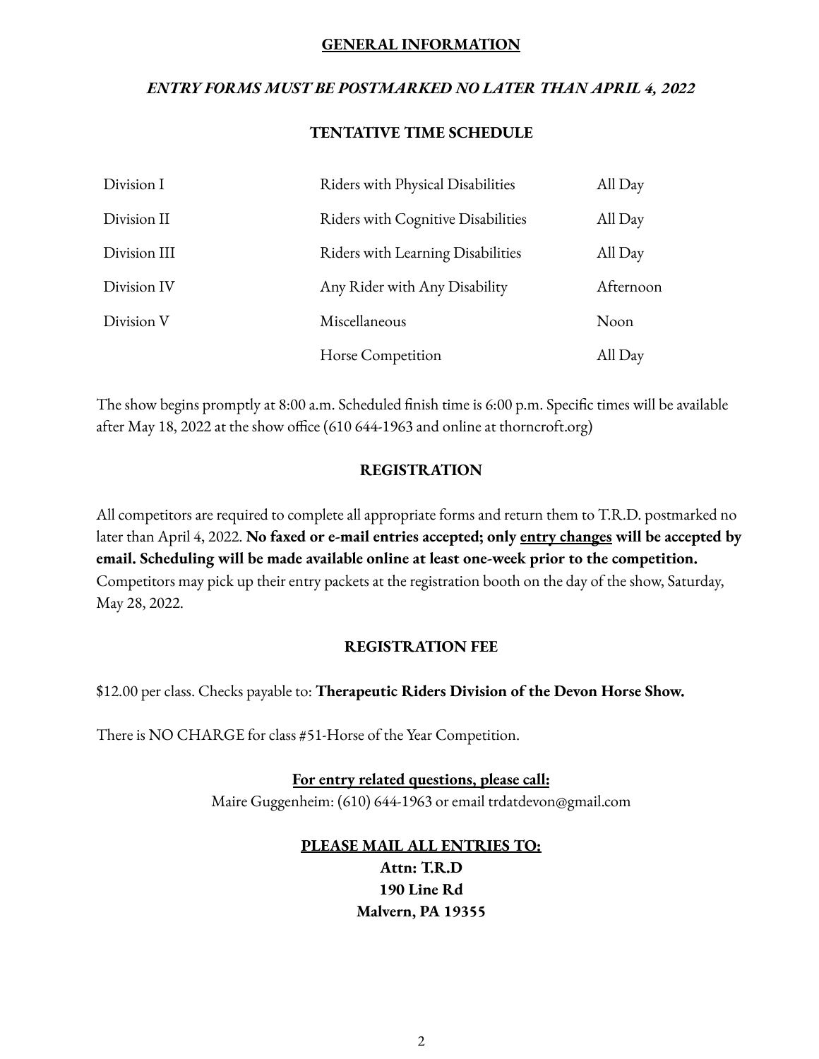## GENERAL INFORMATION

***ENTRY FORMS MUST BE POSTMARKED NO LATER THAN APRIL 4, 2022***

### TENTATIVE TIME SCHEDULE

| | | |
|---|---|---|
| Division I | Riders with Physical Disabilities | All Day |
| Division II | Riders with Cognitive Disabilities | All Day |
| Division III | Riders with Learning Disabilities | All Day |
| Division IV | Any Rider with Any Disability | Afternoon |
| Division V | Miscellaneous | Noon |
| | Horse Competition | All Day |

The show begins promptly at 8:00 a.m. Scheduled finish time is 6:00 p.m. Specific times will be available after May 18, 2022 at the show office (610 644-1963 and online at thorncroft.org)

### REGISTRATION

All competitors are required to complete all appropriate forms and return them to T.R.D. postmarked no later than April 4, 2022. **No faxed or e-mail entries accepted; only entry changes will be accepted by email. Scheduling will be made available online at least one-week prior to the competition.** Competitors may pick up their entry packets at the registration booth on the day of the show, Saturday, May 28, 2022.

### REGISTRATION FEE

$12.00 per class. Checks payable to: **Therapeutic Riders Division of the Devon Horse Show.**

There is NO CHARGE for class #51-Horse of the Year Competition.

**For entry related questions, please call:**
Maire Guggenheim: (610) 644-1963 or email trdatdevon@gmail.com

**PLEASE MAIL ALL ENTRIES TO:**
**Attn: T.R.D**
**190 Line Rd**
**Malvern, PA 19355**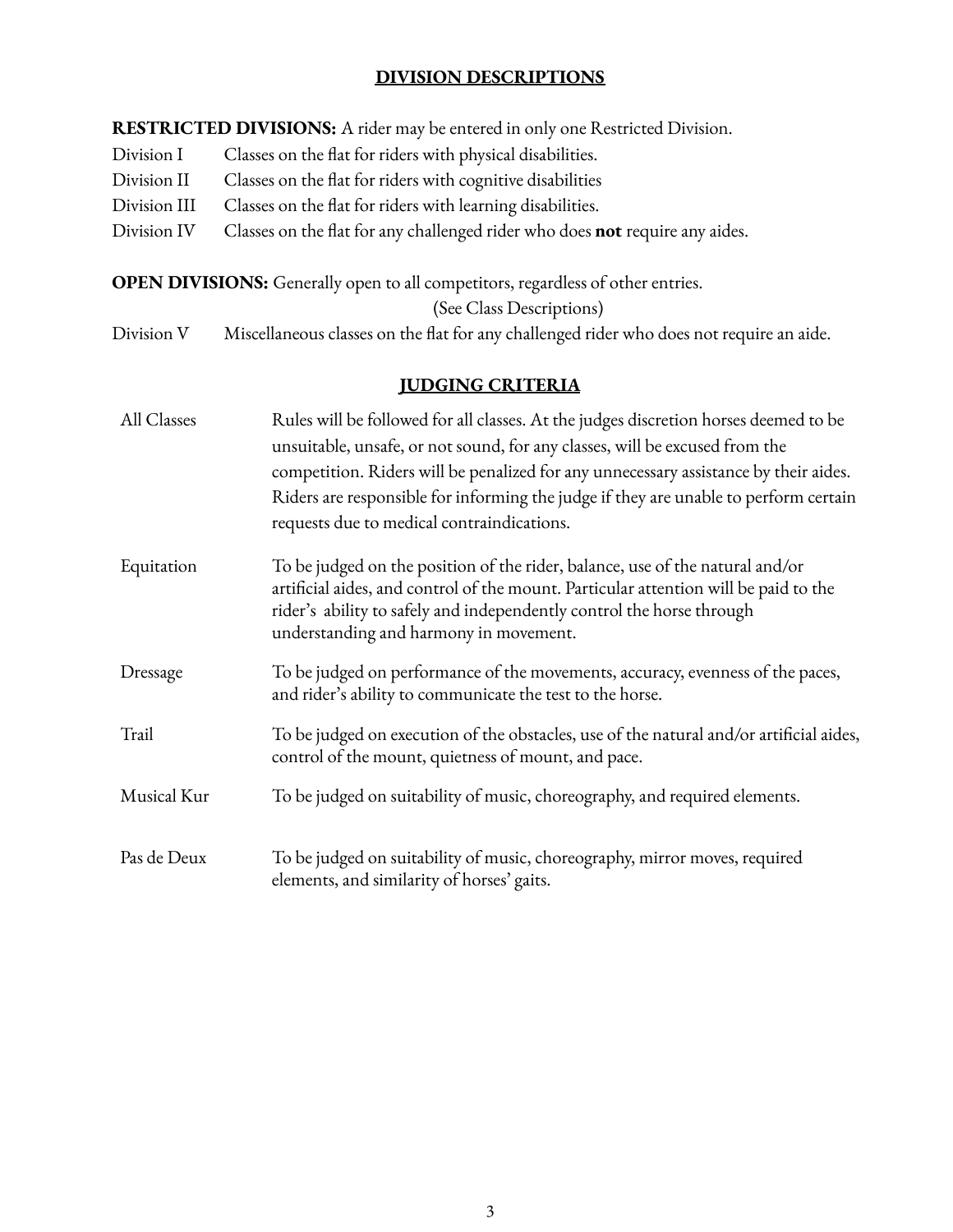## DIVISION DESCRIPTIONS

**RESTRICTED DIVISIONS:** A rider may be entered in only one Restricted Division.

| | |
|---|---|
| Division I | Classes on the flat for riders with physical disabilities. |
| Division II | Classes on the flat for riders with cognitive disabilities |
| Division III | Classes on the flat for riders with learning disabilities. |
| Division IV | Classes on the flat for any challenged rider who does **not** require any aides. |

**OPEN DIVISIONS:** Generally open to all competitors, regardless of other entries.

(See Class Descriptions)

| | |
|---|---|
| Division V | Miscellaneous classes on the flat for any challenged rider who does not require an aide. |

## JUDGING CRITERIA

| | |
|---|---|
| All Classes | Rules will be followed for all classes. At the judges discretion horses deemed to be unsuitable, unsafe, or not sound, for any classes, will be excused from the competition. Riders will be penalized for any unnecessary assistance by their aides. Riders are responsible for informing the judge if they are unable to perform certain requests due to medical contraindications. |
| Equitation | To be judged on the position of the rider, balance, use of the natural and/or artificial aides, and control of the mount. Particular attention will be paid to the rider's ability to safely and independently control the horse through understanding and harmony in movement. |
| Dressage | To be judged on performance of the movements, accuracy, evenness of the paces, and rider's ability to communicate the test to the horse. |
| Trail | To be judged on execution of the obstacles, use of the natural and/or artificial aides, control of the mount, quietness of mount, and pace. |
| Musical Kur | To be judged on suitability of music, choreography, and required elements. |
| Pas de Deux | To be judged on suitability of music, choreography, mirror moves, required elements, and similarity of horses' gaits. |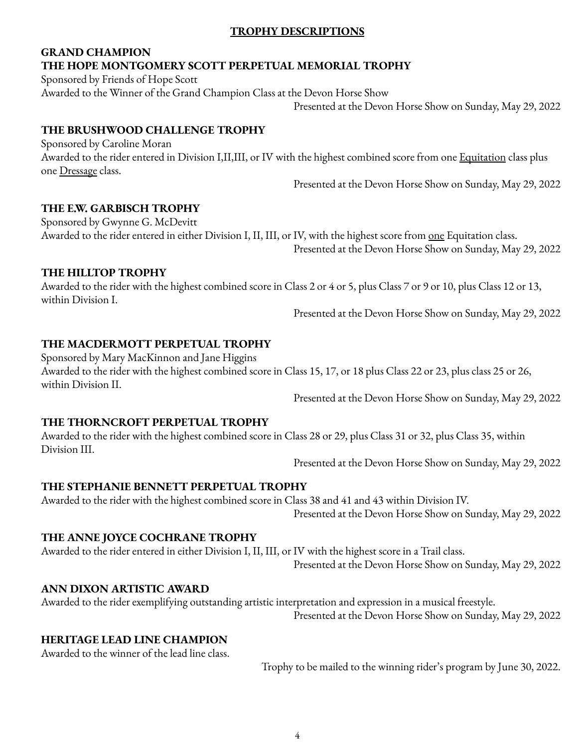# TROPHY DESCRIPTIONS

## GRAND CHAMPION
## THE HOPE MONTGOMERY SCOTT PERPETUAL MEMORIAL TROPHY

Sponsored by Friends of Hope Scott

Awarded to the Winner of the Grand Champion Class at the Devon Horse Show

Presented at the Devon Horse Show on Sunday, May 29, 2022

## THE BRUSHWOOD CHALLENGE TROPHY

Sponsored by Caroline Moran

Awarded to the rider entered in Division I,II,III, or IV with the highest combined score from one Equitation class plus one Dressage class.

Presented at the Devon Horse Show on Sunday, May 29, 2022

## THE E.W. GARBISCH TROPHY

Sponsored by Gwynne G. McDevitt

Awarded to the rider entered in either Division I, II, III, or IV, with the highest score from one Equitation class.

Presented at the Devon Horse Show on Sunday, May 29, 2022

## THE HILLTOP TROPHY

Awarded to the rider with the highest combined score in Class 2 or 4 or 5, plus Class 7 or 9 or 10, plus Class 12 or 13, within Division I.

Presented at the Devon Horse Show on Sunday, May 29, 2022

## THE MACDERMOTT PERPETUAL TROPHY

Sponsored by Mary MacKinnon and Jane Higgins

Awarded to the rider with the highest combined score in Class 15, 17, or 18 plus Class 22 or 23, plus class 25 or 26, within Division II.

Presented at the Devon Horse Show on Sunday, May 29, 2022

## THE THORNCROFT PERPETUAL TROPHY

Awarded to the rider with the highest combined score in Class 28 or 29, plus Class 31 or 32, plus Class 35, within Division III.

Presented at the Devon Horse Show on Sunday, May 29, 2022

## THE STEPHANIE BENNETT PERPETUAL TROPHY

Awarded to the rider with the highest combined score in Class 38 and 41 and 43 within Division IV.

Presented at the Devon Horse Show on Sunday, May 29, 2022

## THE ANNE JOYCE COCHRANE TROPHY

Awarded to the rider entered in either Division I, II, III, or IV with the highest score in a Trail class.

Presented at the Devon Horse Show on Sunday, May 29, 2022

## ANN DIXON ARTISTIC AWARD

Awarded to the rider exemplifying outstanding artistic interpretation and expression in a musical freestyle.

Presented at the Devon Horse Show on Sunday, May 29, 2022

## HERITAGE LEAD LINE CHAMPION

Awarded to the winner of the lead line class.

Trophy to be mailed to the winning rider's program by June 30, 2022.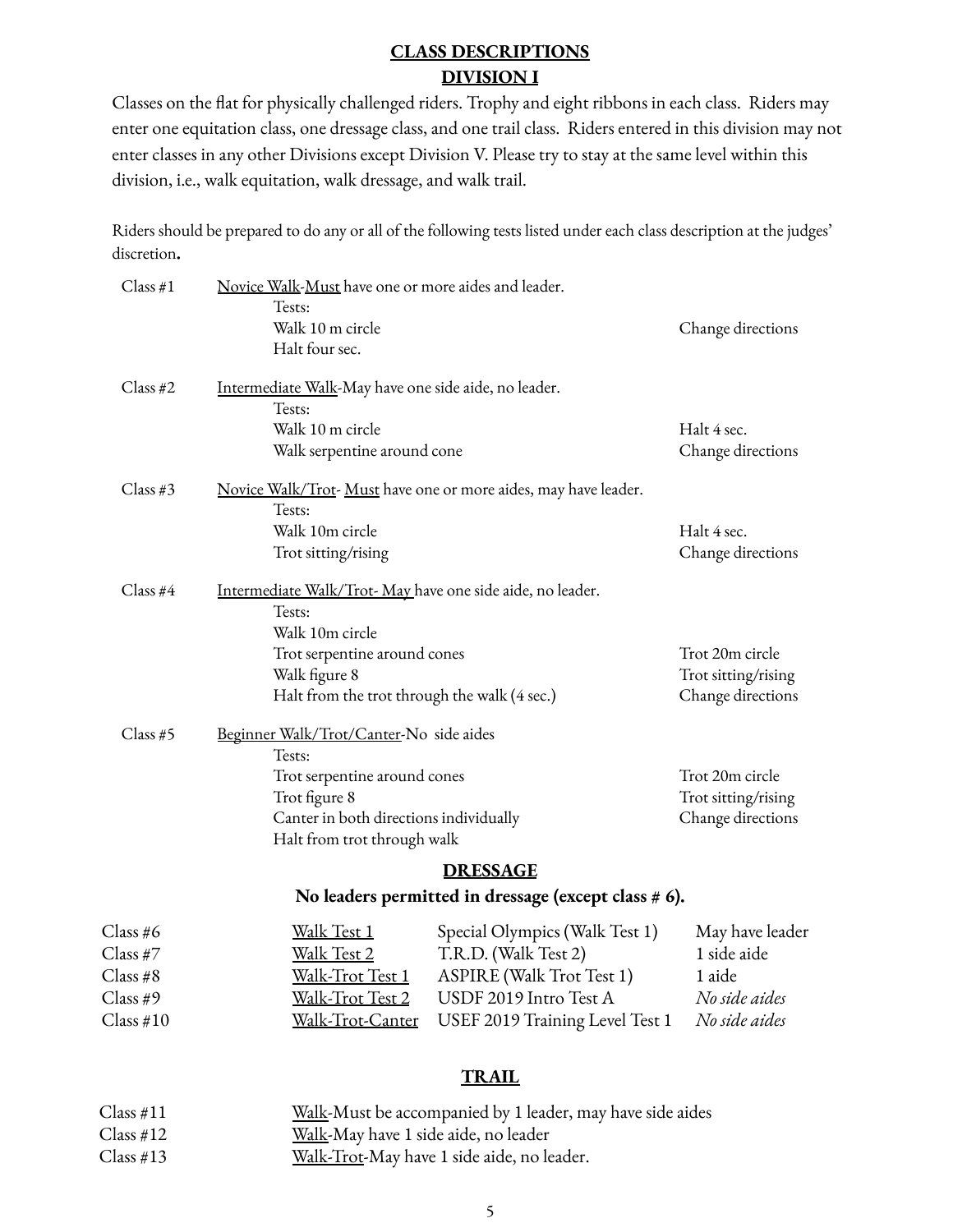# CLASS DESCRIPTIONS

## DIVISION I

Classes on the flat for physically challenged riders. Trophy and eight ribbons in each class. Riders may enter one equitation class, one dressage class, and one trail class. Riders entered in this division may not enter classes in any other Divisions except Division V. Please try to stay at the same level within this division, i.e., walk equitation, walk dressage, and walk trail.

Riders should be prepared to do any or all of the following tests listed under each class description at the judges' discretion**.**

**Class #1** — Novice Walk-Must have one or more aides and leader.

Tests:
- Walk 10 m circle
- Halt four sec.
- Change directions

**Class #2** — Intermediate Walk-May have one side aide, no leader.

Tests:
- Walk 10 m circle
- Walk serpentine around cone
- Halt 4 sec.
- Change directions

**Class #3** — Novice Walk/Trot- Must have one or more aides, may have leader.

Tests:
- Walk 10m circle
- Trot sitting/rising
- Halt 4 sec.
- Change directions

**Class #4** — Intermediate Walk/Trot- May have one side aide, no leader.

Tests:
- Walk 10m circle
- Trot serpentine around cones
- Walk figure 8
- Halt from the trot through the walk (4 sec.)
- Trot 20m circle
- Trot sitting/rising
- Change directions

**Class #5** — Beginner Walk/Trot/Canter-No side aides

Tests:
- Trot serpentine around cones
- Trot figure 8
- Canter in both directions individually
- Halt from trot through walk
- Trot 20m circle
- Trot sitting/rising
- Change directions

## DRESSAGE

**No leaders permitted in dressage (except class # 6).**

| Class | Test | Description | Notes |
|---|---|---|---|
| Class #6 | Walk Test 1 | Special Olympics (Walk Test 1) | May have leader |
| Class #7 | Walk Test 2 | T.R.D. (Walk Test 2) | 1 side aide |
| Class #8 | Walk-Trot Test 1 | ASPIRE (Walk Trot Test 1) | 1 aide |
| Class #9 | Walk-Trot Test 2 | USDF 2019 Intro Test A | *No side aides* |
| Class #10 | Walk-Trot-Canter | USEF 2019 Training Level Test 1 | *No side aides* |

## TRAIL

| Class | Description |
|---|---|
| Class #11 | Walk-Must be accompanied by 1 leader, may have side aides |
| Class #12 | Walk-May have 1 side aide, no leader |
| Class #13 | Walk-Trot-May have 1 side aide, no leader. |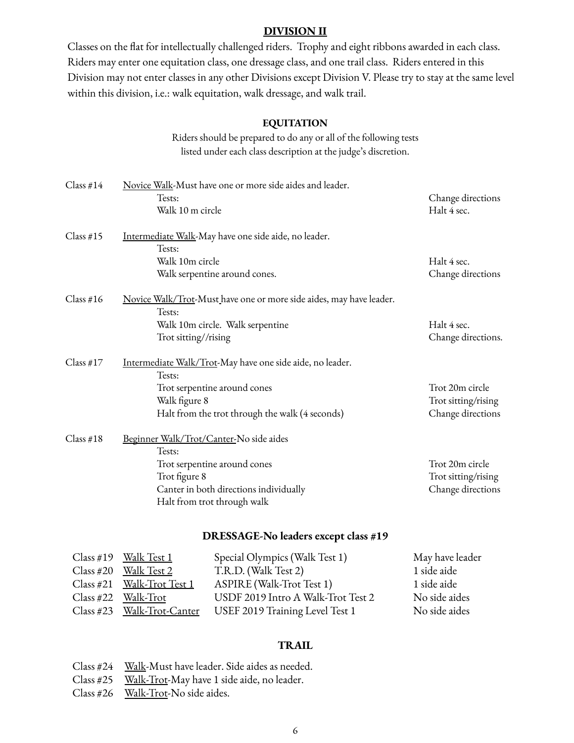## DIVISION II

Classes on the flat for intellectually challenged riders. Trophy and eight ribbons awarded in each class. Riders may enter one equitation class, one dressage class, and one trail class. Riders entered in this Division may not enter classes in any other Divisions except Division V. Please try to stay at the same level within this division, i.e.: walk equitation, walk dressage, and walk trail.

### EQUITATION

Riders should be prepared to do any or all of the following tests listed under each class description at the judge's discretion.

**Class #14** Novice Walk-Must have one or more side aides and leader.

Tests:
- Walk 10 m circle
- Change directions
- Halt 4 sec.

**Class #15** Intermediate Walk-May have one side aide, no leader.

Tests:
- Walk 10m circle
- Walk serpentine around cones.
- Halt 4 sec.
- Change directions

**Class #16** Novice Walk/Trot-Must have one or more side aides, may have leader.

Tests:
- Walk 10m circle. Walk serpentine
- Trot sitting//rising
- Halt 4 sec.
- Change directions.

**Class #17** Intermediate Walk/Trot-May have one side aide, no leader.

Tests:
- Trot serpentine around cones
- Walk figure 8
- Halt from the trot through the walk (4 seconds)
- Trot 20m circle
- Trot sitting/rising
- Change directions

**Class #18** Beginner Walk/Trot/Canter-No side aides

Tests:
- Trot serpentine around cones
- Trot figure 8
- Canter in both directions individually
- Halt from trot through walk
- Trot 20m circle
- Trot sitting/rising
- Change directions

### DRESSAGE-No leaders except class #19

| Class | Name | Test | Aides |
|---|---|---|---|
| Class #19 | Walk Test 1 | Special Olympics (Walk Test 1) | May have leader |
| Class #20 | Walk Test 2 | T.R.D. (Walk Test 2) | 1 side aide |
| Class #21 | Walk-Trot Test 1 | ASPIRE (Walk-Trot Test 1) | 1 side aide |
| Class #22 | Walk-Trot | USDF 2019 Intro A Walk-Trot Test 2 | No side aides |
| Class #23 | Walk-Trot-Canter | USEF 2019 Training Level Test 1 | No side aides |

### TRAIL

- Class #24 Walk-Must have leader. Side aides as needed.
- Class #25 Walk-Trot-May have 1 side aide, no leader.
- Class #26 Walk-Trot-No side aides.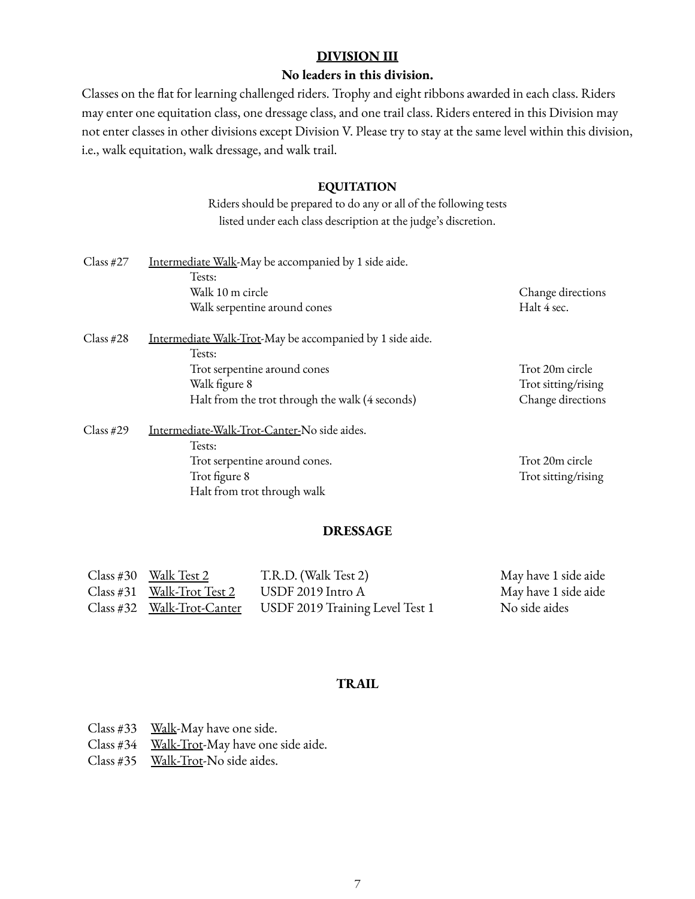## DIVISION III

**No leaders in this division.**

Classes on the flat for learning challenged riders. Trophy and eight ribbons awarded in each class. Riders may enter one equitation class, one dressage class, and one trail class. Riders entered in this Division may not enter classes in other divisions except Division V. Please try to stay at the same level within this division, i.e., walk equitation, walk dressage, and walk trail.

### EQUITATION

Riders should be prepared to do any or all of the following tests listed under each class description at the judge's discretion.

Class #27 Intermediate Walk-May be accompanied by 1 side aide.

Tests:
- Walk 10 m circle
- Walk serpentine around cones
- Change directions
- Halt 4 sec.

Class #28 Intermediate Walk-Trot-May be accompanied by 1 side aide.

Tests:
- Trot serpentine around cones
- Walk figure 8
- Halt from the trot through the walk (4 seconds)
- Trot 20m circle
- Trot sitting/rising
- Change directions

Class #29 Intermediate-Walk-Trot-Canter-No side aides.

Tests:
- Trot serpentine around cones.
- Trot figure 8
- Halt from trot through walk
- Trot 20m circle
- Trot sitting/rising

### DRESSAGE

| Class | Name | Test | Side Aides |
|---|---|---|---|
| Class #30 | Walk Test 2 | T.R.D. (Walk Test 2) | May have 1 side aide |
| Class #31 | Walk-Trot Test 2 | USDF 2019 Intro A | May have 1 side aide |
| Class #32 | Walk-Trot-Canter | USDF 2019 Training Level Test 1 | No side aides |

### TRAIL

Class #33 Walk-May have one side.
Class #34 Walk-Trot-May have one side aide.
Class #35 Walk-Trot-No side aides.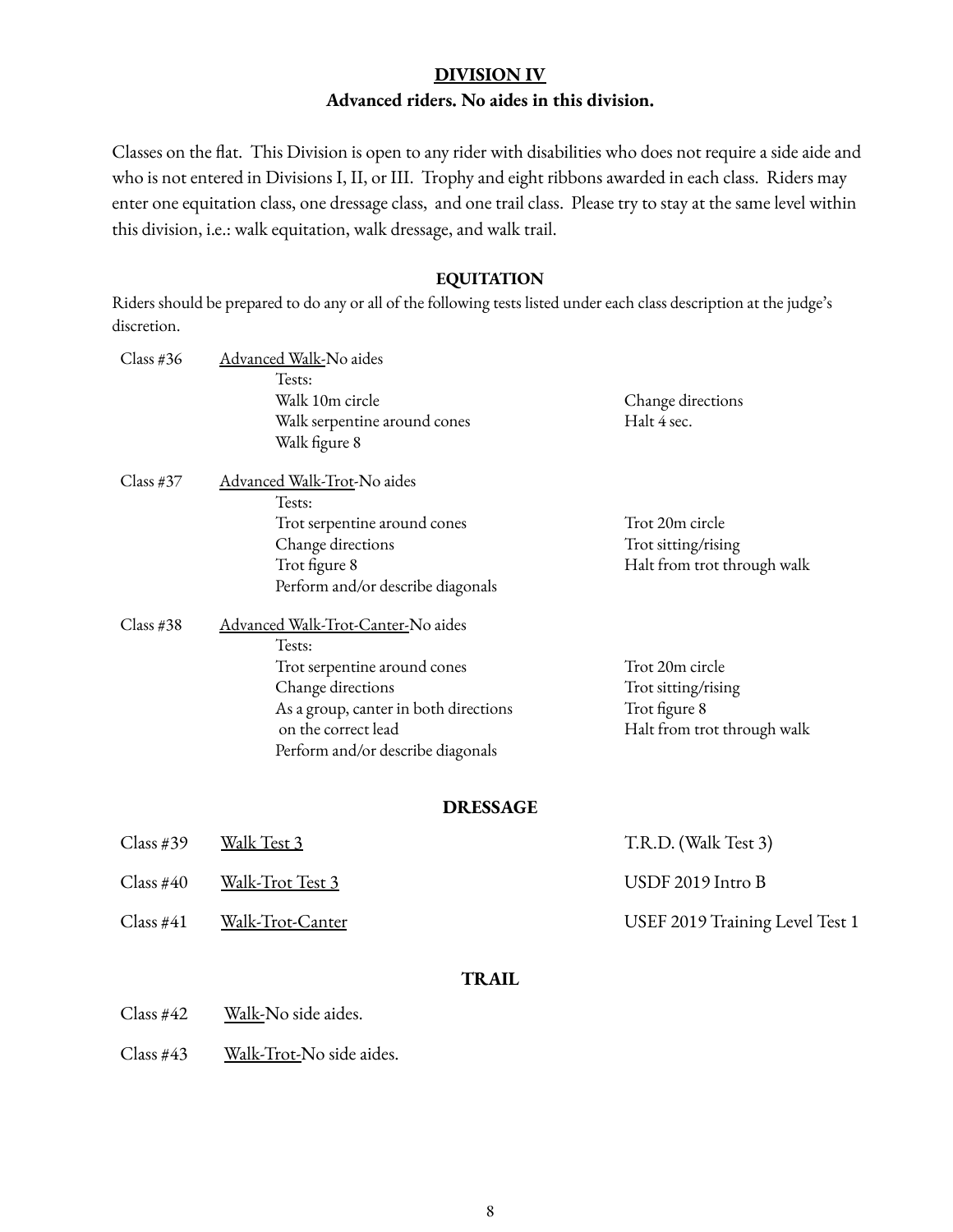## DIVISION IV

### Advanced riders. No aides in this division.

Classes on the flat. This Division is open to any rider with disabilities who does not require a side aide and who is not entered in Divisions I, II, or III. Trophy and eight ribbons awarded in each class. Riders may enter one equitation class, one dressage class, and one trail class. Please try to stay at the same level within this division, i.e.: walk equitation, walk dressage, and walk trail.

### EQUITATION

Riders should be prepared to do any or all of the following tests listed under each class description at the judge's discretion.

Class #36 Advanced Walk-No aides

Tests:
- Walk 10m circle
- Walk serpentine around cones
- Walk figure 8
- Change directions
- Halt 4 sec.

Class #37 Advanced Walk-Trot-No aides

Tests:
- Trot serpentine around cones
- Change directions
- Trot figure 8
- Perform and/or describe diagonals
- Trot 20m circle
- Trot sitting/rising
- Halt from trot through walk

Class #38 Advanced Walk-Trot-Canter-No aides

Tests:
- Trot serpentine around cones
- Change directions
- As a group, canter in both directions on the correct lead
- Perform and/or describe diagonals
- Trot 20m circle
- Trot sitting/rising
- Trot figure 8
- Halt from trot through walk

### DRESSAGE

| Class | Name | Test |
|---|---|---|
| Class #39 | Walk Test 3 | T.R.D. (Walk Test 3) |
| Class #40 | Walk-Trot Test 3 | USDF 2019 Intro B |
| Class #41 | Walk-Trot-Canter | USEF 2019 Training Level Test 1 |

### TRAIL

Class #42 Walk-No side aides.

Class #43 Walk-Trot-No side aides.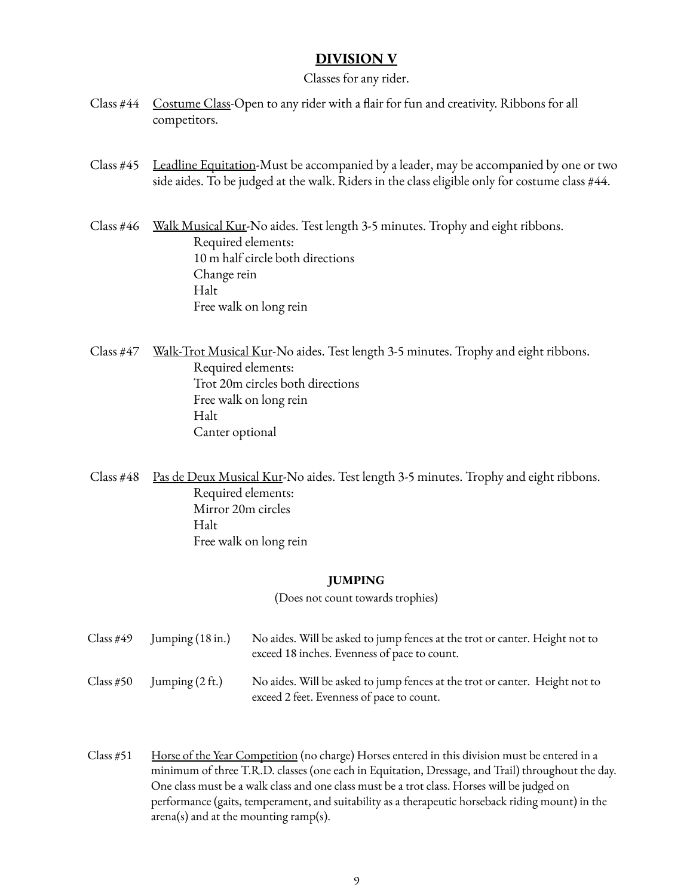## DIVISION V

Classes for any rider.

Class #44 Costume Class-Open to any rider with a flair for fun and creativity. Ribbons for all competitors.

Class #45 Leadline Equitation-Must be accompanied by a leader, may be accompanied by one or two side aides. To be judged at the walk. Riders in the class eligible only for costume class #44.

Class #46 Walk Musical Kur-No aides. Test length 3-5 minutes. Trophy and eight ribbons.
Required elements:
10 m half circle both directions
Change rein
Halt
Free walk on long rein

Class #47 Walk-Trot Musical Kur-No aides. Test length 3-5 minutes. Trophy and eight ribbons.
Required elements:
Trot 20m circles both directions
Free walk on long rein
Halt
Canter optional

Class #48 Pas de Deux Musical Kur-No aides. Test length 3-5 minutes. Trophy and eight ribbons.
Required elements:
Mirror 20m circles
Halt
Free walk on long rein

### JUMPING

(Does not count towards trophies)

| | | |
|---|---|---|
| Class #49 | Jumping (18 in.) | No aides. Will be asked to jump fences at the trot or canter. Height not to exceed 18 inches. Evenness of pace to count. |
| Class #50 | Jumping (2 ft.) | No aides. Will be asked to jump fences at the trot or canter. Height not to exceed 2 feet. Evenness of pace to count. |

Class #51 Horse of the Year Competition (no charge) Horses entered in this division must be entered in a minimum of three T.R.D. classes (one each in Equitation, Dressage, and Trail) throughout the day. One class must be a walk class and one class must be a trot class. Horses will be judged on performance (gaits, temperament, and suitability as a therapeutic horseback riding mount) in the arena(s) and at the mounting ramp(s).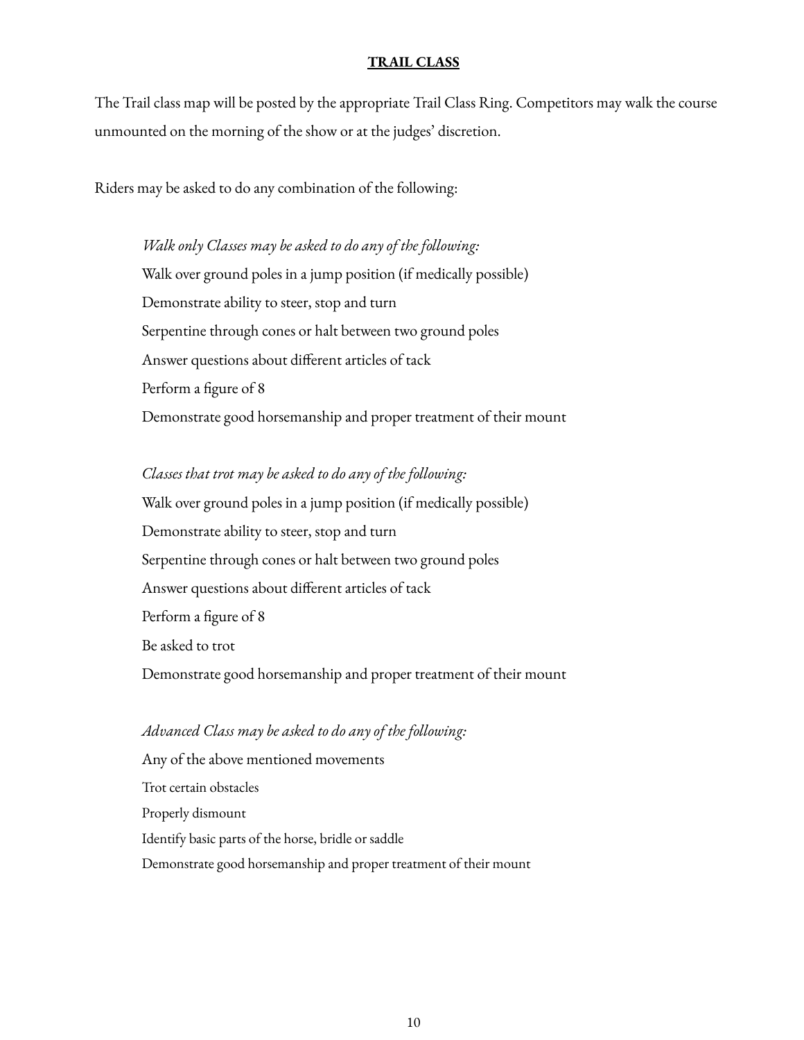## TRAIL CLASS

The Trail class map will be posted by the appropriate Trail Class Ring. Competitors may walk the course unmounted on the morning of the show or at the judges' discretion.

Riders may be asked to do any combination of the following:

*Walk only Classes may be asked to do any of the following:*

- Walk over ground poles in a jump position (if medically possible)
- Demonstrate ability to steer, stop and turn
- Serpentine through cones or halt between two ground poles
- Answer questions about different articles of tack
- Perform a figure of 8
- Demonstrate good horsemanship and proper treatment of their mount

*Classes that trot may be asked to do any of the following:*

- Walk over ground poles in a jump position (if medically possible)
- Demonstrate ability to steer, stop and turn
- Serpentine through cones or halt between two ground poles
- Answer questions about different articles of tack
- Perform a figure of 8
- Be asked to trot
- Demonstrate good horsemanship and proper treatment of their mount

*Advanced Class may be asked to do any of the following:*

- Any of the above mentioned movements
- Trot certain obstacles
- Properly dismount
- Identify basic parts of the horse, bridle or saddle
- Demonstrate good horsemanship and proper treatment of their mount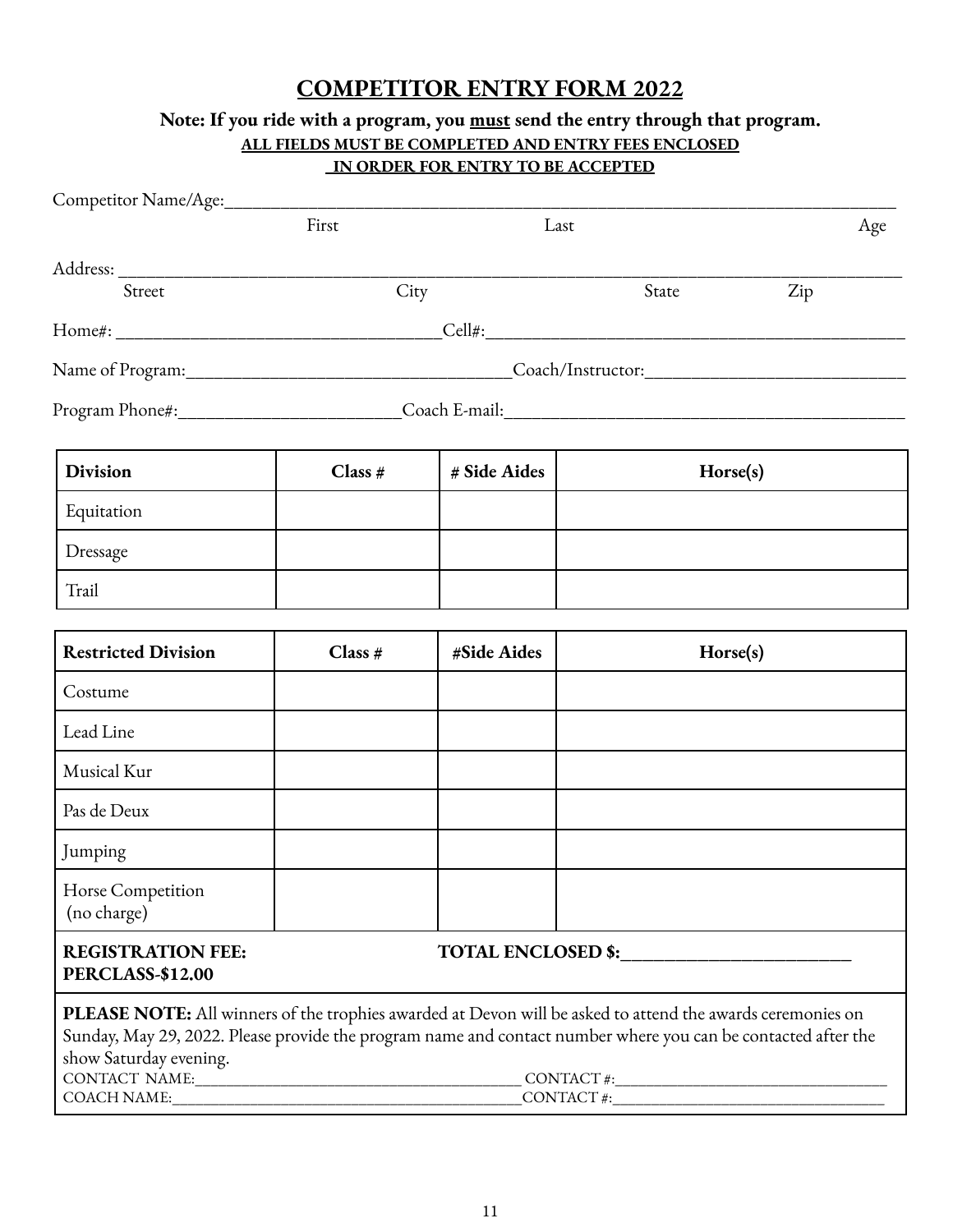# COMPETITOR ENTRY FORM 2022

**Note: If you ride with a program, you must send the entry through that program.**

**ALL FIELDS MUST BE COMPLETED AND ENTRY FEES ENCLOSED IN ORDER FOR ENTRY TO BE ACCEPTED**

Competitor Name/Age:_______________________________________________

First                Last                Age

Address: _______________________________________________

Street                City                State                Zip

Home#: ______________________ Cell#:______________________

Name of Program:______________________ Coach/Instructor:______________________

Program Phone#:______________________ Coach E-mail:______________________

| Division | Class # | # Side Aides | Horse(s) |
|---|---|---|---|
| Equitation | | | |
| Dressage | | | |
| Trail | | | |

| Restricted Division | Class # | #Side Aides | Horse(s) |
|---|---|---|---|
| Costume | | | |
| Lead Line | | | |
| Musical Kur | | | |
| Pas de Deux | | | |
| Jumping | | | |
| Horse Competition (no charge) | | | |

**REGISTRATION FEE: PERCLASS-$12.00**        **TOTAL ENCLOSED $:**______________________

**PLEASE NOTE:** All winners of the trophies awarded at Devon will be asked to attend the awards ceremonies on Sunday, May 29, 2022. Please provide the program name and contact number where you can be contacted after the show Saturday evening.

CONTACT NAME:______________________ CONTACT #:______________________

COACH NAME:______________________ CONTACT #:______________________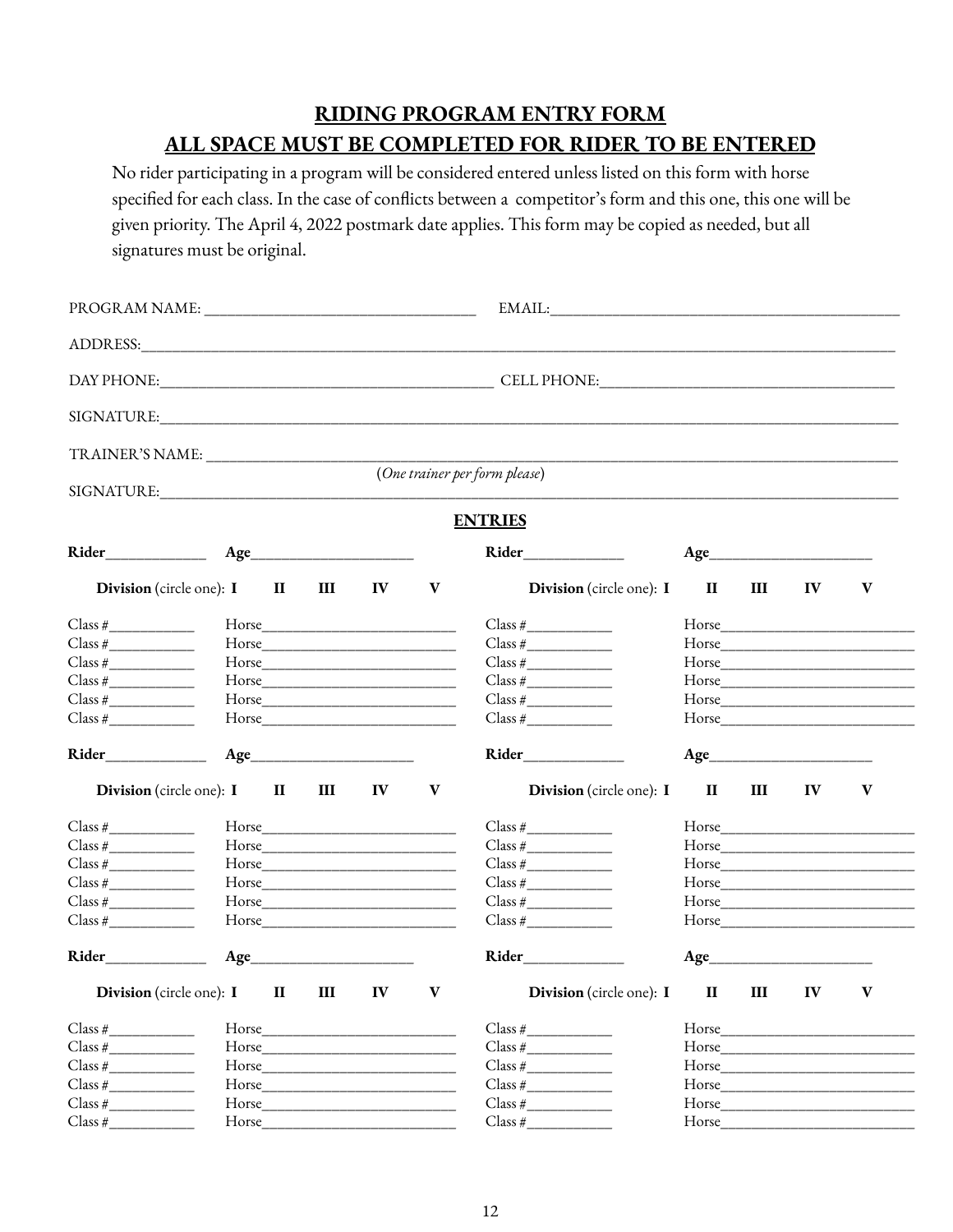# RIDING PROGRAM ENTRY FORM

## ALL SPACE MUST BE COMPLETED FOR RIDER TO BE ENTERED

No rider participating in a program will be considered entered unless listed on this form with horse specified for each class. In the case of conflicts between a competitor's form and this one, this one will be given priority. The April 4, 2022 postmark date applies. This form may be copied as needed, but all signatures must be original.

PROGRAM NAME: ______________________ EMAIL: ______________________

ADDRESS: ______________________

DAY PHONE: ______________________ CELL PHONE: ______________________

SIGNATURE: ______________________

TRAINER'S NAME: ______________________

(*One trainer per form please*)

SIGNATURE: ______________________

**ENTRIES**

**Rider**__________ **Age**__________

**Division** (circle one): **I II III IV V**

Class #__________ Horse__________
Class #__________ Horse__________
Class #__________ Horse__________
Class #__________ Horse__________
Class #__________ Horse__________
Class #__________ Horse__________

**Rider**__________ **Age**__________

**Division** (circle one): **I II III IV V**

Class #__________ Horse__________
Class #__________ Horse__________
Class #__________ Horse__________
Class #__________ Horse__________
Class #__________ Horse__________
Class #__________ Horse__________

**Rider**__________ **Age**__________

**Division** (circle one): **I II III IV V**

Class #__________ Horse__________
Class #__________ Horse__________
Class #__________ Horse__________
Class #__________ Horse__________
Class #__________ Horse__________
Class #__________ Horse__________

**Rider**__________ **Age**__________

**Division** (circle one): **I II III IV V**

Class #__________ Horse__________
Class #__________ Horse__________
Class #__________ Horse__________
Class #__________ Horse__________
Class #__________ Horse__________
Class #__________ Horse__________

**Rider**__________ **Age**__________

**Division** (circle one): **I II III IV V**

Class #__________ Horse__________
Class #__________ Horse__________
Class #__________ Horse__________
Class #__________ Horse__________
Class #__________ Horse__________
Class #__________ Horse__________

**Rider**__________ **Age**__________

**Division** (circle one): **I II III IV V**

Class #__________ Horse__________
Class #__________ Horse__________
Class #__________ Horse__________
Class #__________ Horse__________
Class #__________ Horse__________
Class #__________ Horse__________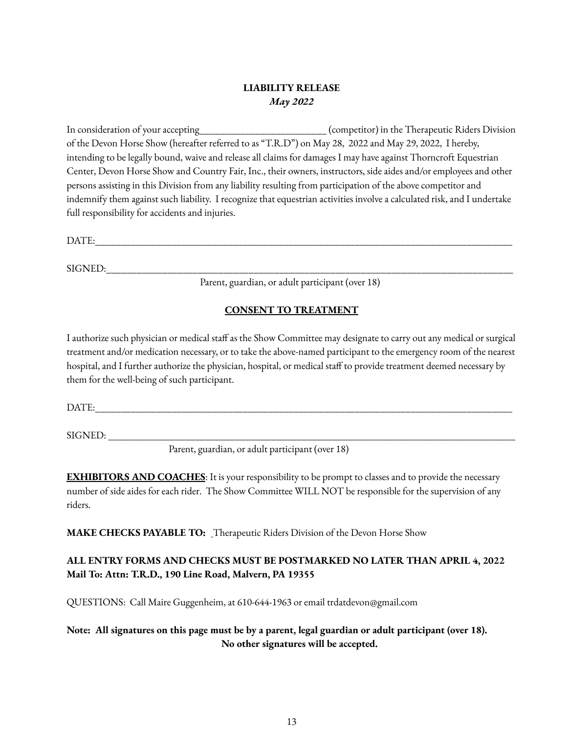## LIABILITY RELEASE

***May 2022***

In consideration of your accepting_________________________ (competitor) in the Therapeutic Riders Division of the Devon Horse Show (hereafter referred to as "T.R.D") on May 28, 2022 and May 29, 2022, I hereby, intending to be legally bound, waive and release all claims for damages I may have against Thorncroft Equestrian Center, Devon Horse Show and Country Fair, Inc., their owners, instructors, side aides and/or employees and other persons assisting in this Division from any liability resulting from participation of the above competitor and indemnify them against such liability. I recognize that equestrian activities involve a calculated risk, and I undertake full responsibility for accidents and injuries.

DATE:_______________________________________________________________________________

SIGNED:_____________________________________________________________________________

Parent, guardian, or adult participant (over 18)

## CONSENT TO TREATMENT

I authorize such physician or medical staff as the Show Committee may designate to carry out any medical or surgical treatment and/or medication necessary, or to take the above-named participant to the emergency room of the nearest hospital, and I further authorize the physician, hospital, or medical staff to provide treatment deemed necessary by them for the well-being of such participant.

DATE:_______________________________________________________________________________

SIGNED: _____________________________________________________________________________

Parent, guardian, or adult participant (over 18)

**EXHIBITORS AND COACHES**: It is your responsibility to be prompt to classes and to provide the necessary number of side aides for each rider. The Show Committee WILL NOT be responsible for the supervision of any riders.

**MAKE CHECKS PAYABLE TO:** Therapeutic Riders Division of the Devon Horse Show

**ALL ENTRY FORMS AND CHECKS MUST BE POSTMARKED NO LATER THAN APRIL 4, 2022**
**Mail To: Attn: T.R.D., 190 Line Road, Malvern, PA 19355**

QUESTIONS: Call Maire Guggenheim, at 610-644-1963 or email trdatdevon@gmail.com

**Note: All signatures on this page must be by a parent, legal guardian or adult participant (over 18). No other signatures will be accepted.**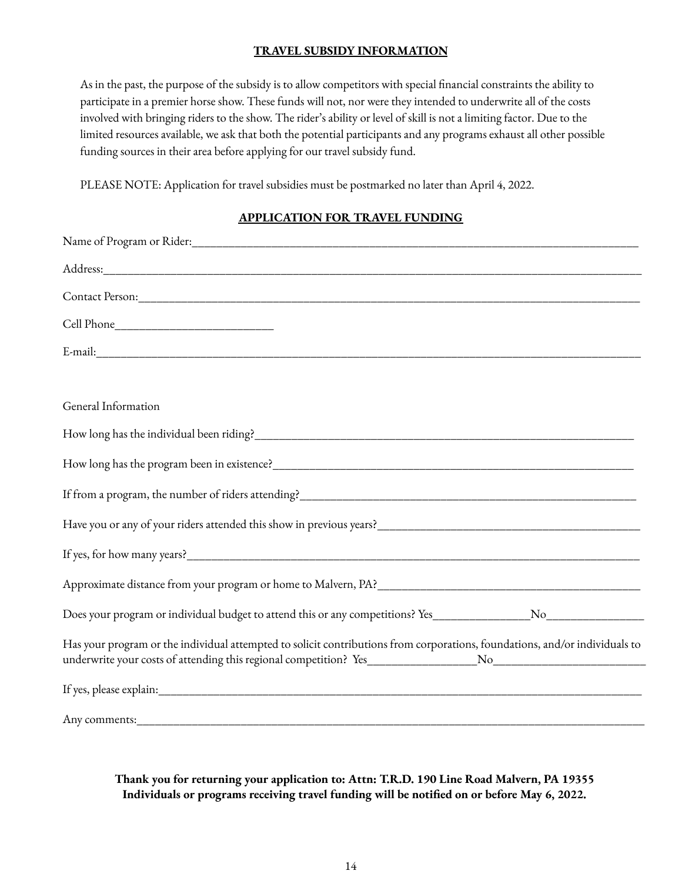## TRAVEL SUBSIDY INFORMATION

As in the past, the purpose of the subsidy is to allow competitors with special financial constraints the ability to participate in a premier horse show. These funds will not, nor were they intended to underwrite all of the costs involved with bringing riders to the show. The rider's ability or level of skill is not a limiting factor. Due to the limited resources available, we ask that both the potential participants and any programs exhaust all other possible funding sources in their area before applying for our travel subsidy fund.

PLEASE NOTE: Application for travel subsidies must be postmarked no later than April 4, 2022.

## APPLICATION FOR TRAVEL FUNDING

Name of Program or Rider:______________________________________________

Address:______________________________________________

Contact Person:______________________________________________

Cell Phone__________________________

E-mail:______________________________________________

General Information

How long has the individual been riding?______________________________________________

How long has the program been in existence?______________________________________________

If from a program, the number of riders attending?______________________________________________

Have you or any of your riders attended this show in previous years?______________________________________________

If yes, for how many years?______________________________________________

Approximate distance from your program or home to Malvern, PA?______________________________________________

Does your program or individual budget to attend this or any competitions? Yes________________No________________

Has your program or the individual attempted to solicit contributions from corporations, foundations, and/or individuals to underwrite your costs of attending this regional competition? Yes__________________No_________________________

If yes, please explain:______________________________________________

Any comments:______________________________________________

**Thank you for returning your application to: Attn: T.R.D. 190 Line Road Malvern, PA 19355**
**Individuals or programs receiving travel funding will be notified on or before May 6, 2022.**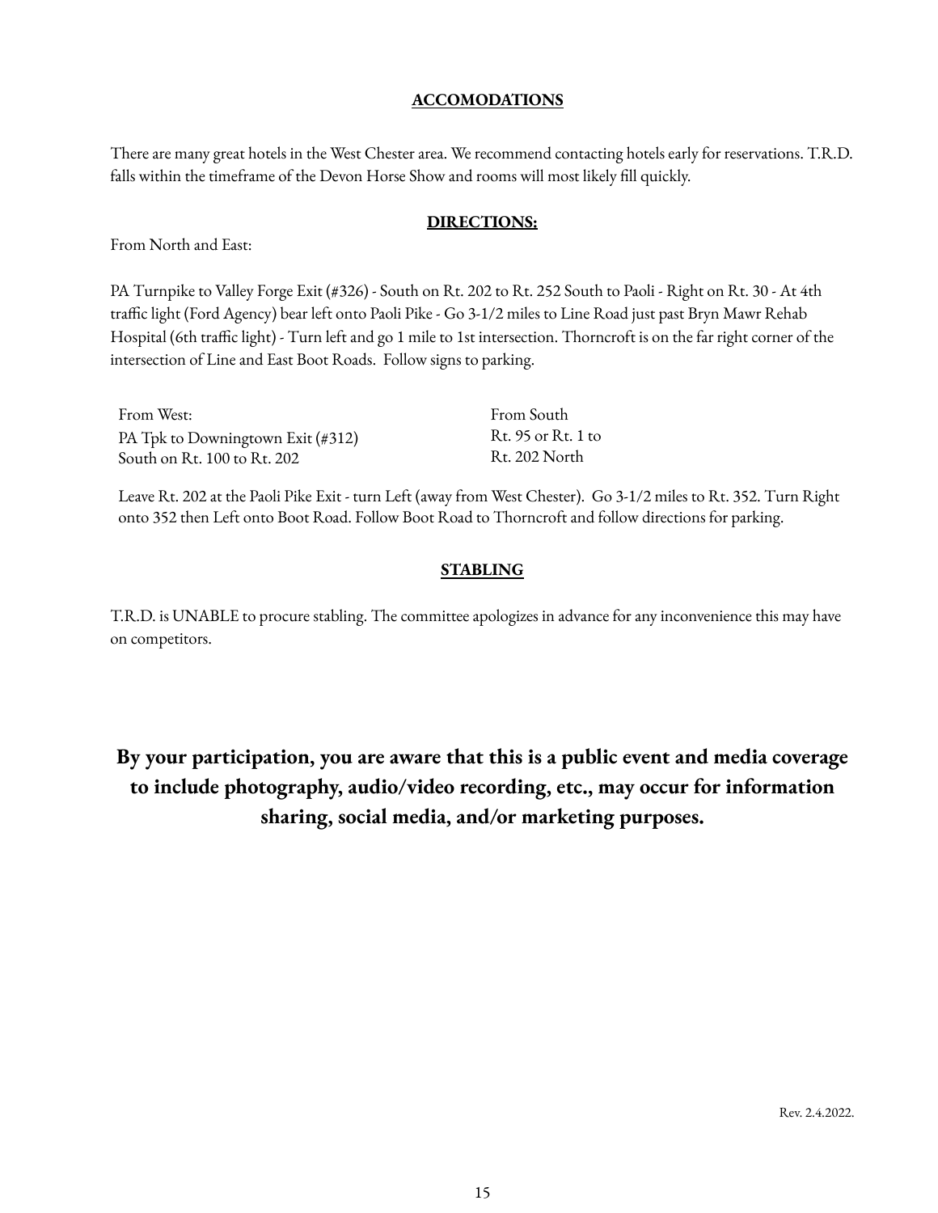## ACCOMODATIONS

There are many great hotels in the West Chester area. We recommend contacting hotels early for reservations. T.R.D. falls within the timeframe of the Devon Horse Show and rooms will most likely fill quickly.

## DIRECTIONS:

From North and East:

PA Turnpike to Valley Forge Exit (#326) - South on Rt. 202 to Rt. 252 South to Paoli - Right on Rt. 30 - At 4th traffic light (Ford Agency) bear left onto Paoli Pike - Go 3-1/2 miles to Line Road just past Bryn Mawr Rehab Hospital (6th traffic light) - Turn left and go 1 mile to 1st intersection. Thorncroft is on the far right corner of the intersection of Line and East Boot Roads. Follow signs to parking.

From West:
PA Tpk to Downingtown Exit (#312)
South on Rt. 100 to Rt. 202

From South
Rt. 95 or Rt. 1 to
Rt. 202 North

Leave Rt. 202 at the Paoli Pike Exit - turn Left (away from West Chester). Go 3-1/2 miles to Rt. 352. Turn Right onto 352 then Left onto Boot Road. Follow Boot Road to Thorncroft and follow directions for parking.

## STABLING

T.R.D. is UNABLE to procure stabling. The committee apologizes in advance for any inconvenience this may have on competitors.

**By your participation, you are aware that this is a public event and media coverage to include photography, audio/video recording, etc., may occur for information sharing, social media, and/or marketing purposes.**

Rev. 2.4.2022.